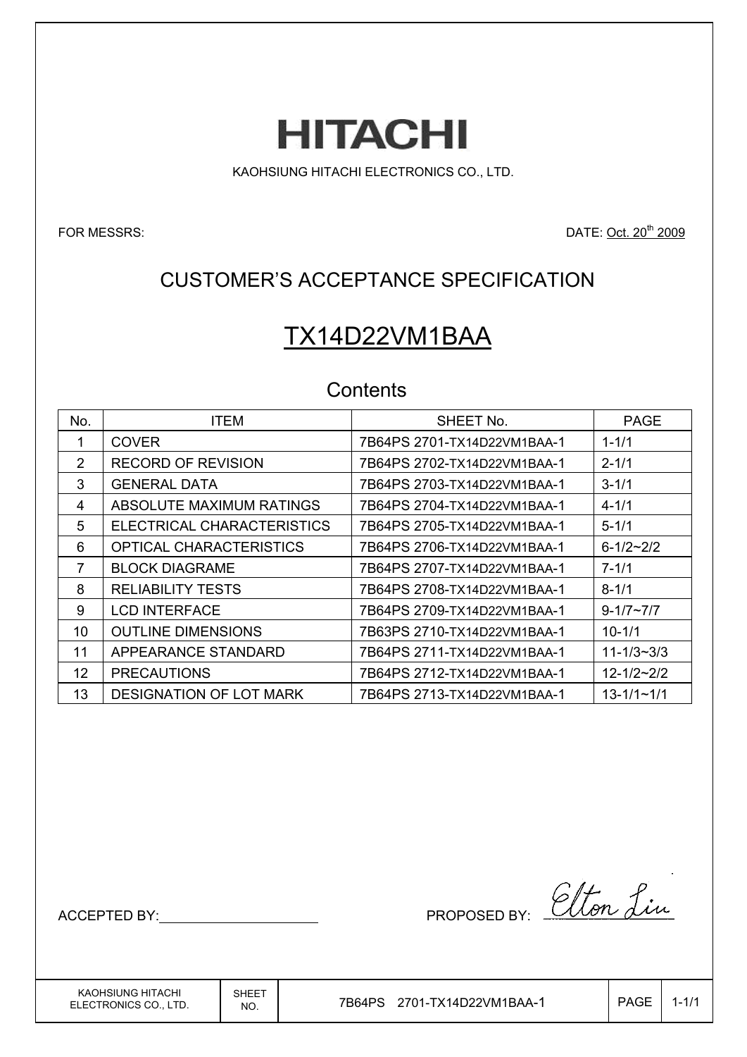# HITACHI

KAOHSIUNG HITACHI ELECTRONICS CO., LTD.

FOR MESSRS:

DATE: Oct. 20th 2009

## CUSTOMER'S ACCEPTANCE SPECIFICATION

# TX14D22VM1BAA

### Contents

| No. | ITEM | SHEET No. | PAGE |
|---|---|---|---|
| 1 | COVER | 7B64PS 2701-TX14D22VM1BAA-1 | 1-1/1 |
| 2 | RECORD OF REVISION | 7B64PS 2702-TX14D22VM1BAA-1 | 2-1/1 |
| 3 | GENERAL DATA | 7B64PS 2703-TX14D22VM1BAA-1 | 3-1/1 |
| 4 | ABSOLUTE MAXIMUM RATINGS | 7B64PS 2704-TX14D22VM1BAA-1 | 4-1/1 |
| 5 | ELECTRICAL CHARACTERISTICS | 7B64PS 2705-TX14D22VM1BAA-1 | 5-1/1 |
| 6 | OPTICAL CHARACTERISTICS | 7B64PS 2706-TX14D22VM1BAA-1 | 6-1/2~2/2 |
| 7 | BLOCK DIAGRAME | 7B64PS 2707-TX14D22VM1BAA-1 | 7-1/1 |
| 8 | RELIABILITY TESTS | 7B64PS 2708-TX14D22VM1BAA-1 | 8-1/1 |
| 9 | LCD INTERFACE | 7B64PS 2709-TX14D22VM1BAA-1 | 9-1/7~7/7 |
| 10 | OUTLINE DIMENSIONS | 7B63PS 2710-TX14D22VM1BAA-1 | 10-1/1 |
| 11 | APPEARANCE STANDARD | 7B64PS 2711-TX14D22VM1BAA-1 | 11-1/3~3/3 |
| 12 | PRECAUTIONS | 7B64PS 2712-TX14D22VM1BAA-1 | 12-1/2~2/2 |
| 13 | DESIGNATION OF LOT MARK | 7B64PS 2713-TX14D22VM1BAA-1 | 13-1/1~1/1 |

ACCEPTED BY: ____________________

PROPOSED BY: Elton Liu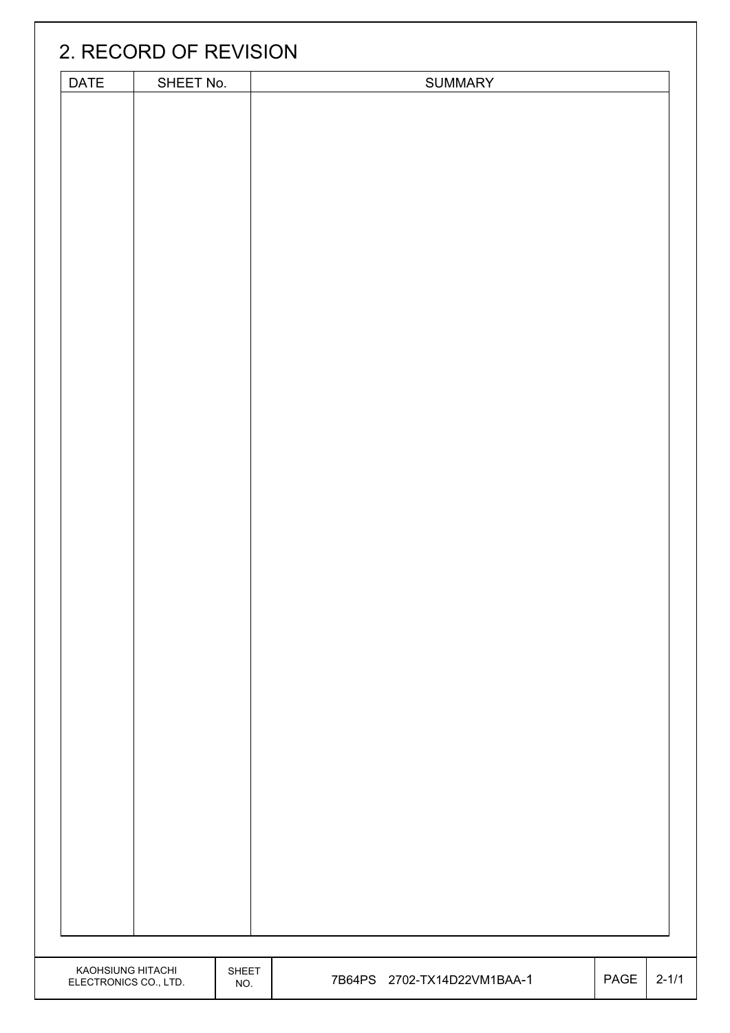## 2. RECORD OF REVISION

| DATE | SHEET No. | SUMMARY |
|---|---|---|
| | | |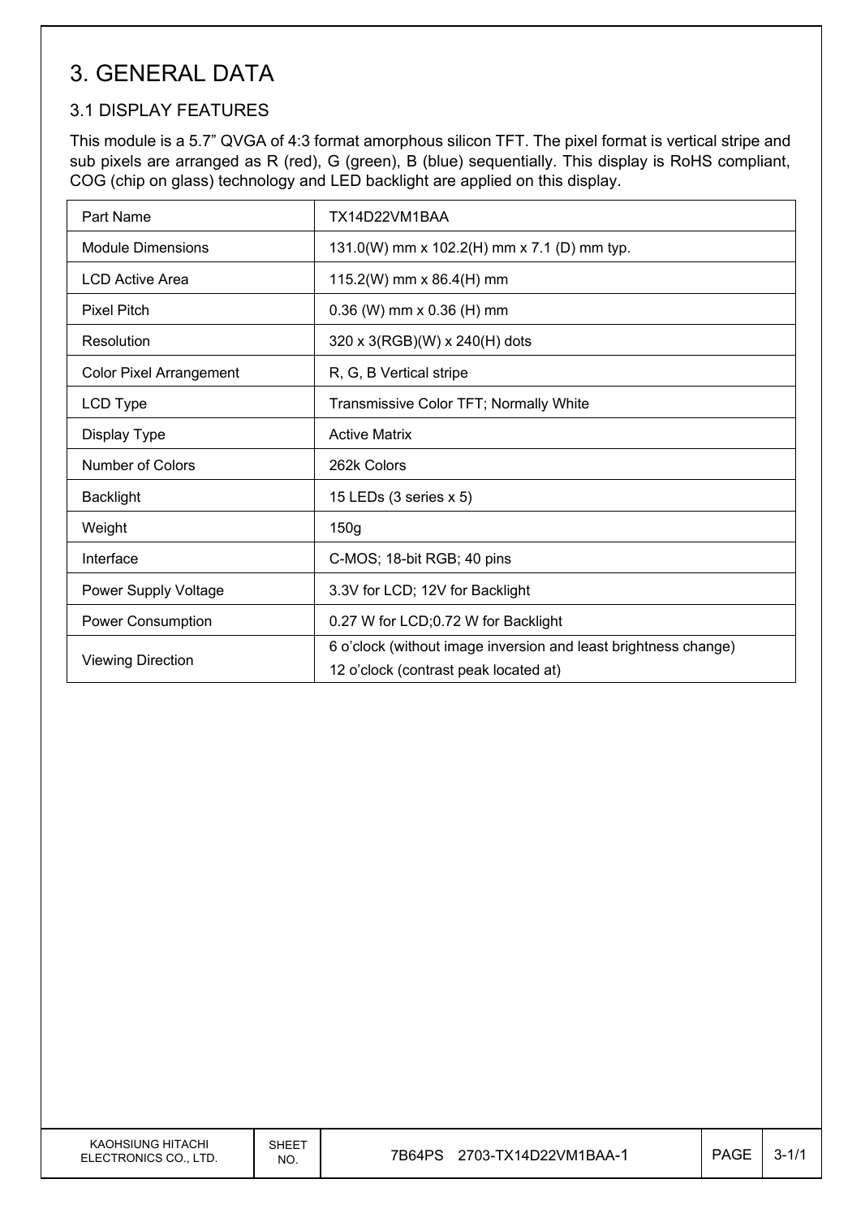# 3. GENERAL DATA

## 3.1 DISPLAY FEATURES

This module is a 5.7" QVGA of 4:3 format amorphous silicon TFT. The pixel format is vertical stripe and sub pixels are arranged as R (red), G (green), B (blue) sequentially. This display is RoHS compliant, COG (chip on glass) technology and LED backlight are applied on this display.

| Part Name | TX14D22VM1BAA |
|---|---|
| Module Dimensions | 131.0(W) mm x 102.2(H) mm x 7.1 (D) mm typ. |
| LCD Active Area | 115.2(W) mm x 86.4(H) mm |
| Pixel Pitch | 0.36 (W) mm x 0.36 (H) mm |
| Resolution | 320 x 3(RGB)(W) x 240(H) dots |
| Color Pixel Arrangement | R, G, B Vertical stripe |
| LCD Type | Transmissive Color TFT; Normally White |
| Display Type | Active Matrix |
| Number of Colors | 262k Colors |
| Backlight | 15 LEDs (3 series x 5) |
| Weight | 150g |
| Interface | C-MOS; 18-bit RGB; 40 pins |
| Power Supply Voltage | 3.3V for LCD; 12V for Backlight |
| Power Consumption | 0.27 W for LCD;0.72 W for Backlight |
| Viewing Direction | 6 o'clock (without image inversion and least brightness change)<br>12 o'clock (contrast peak located at) |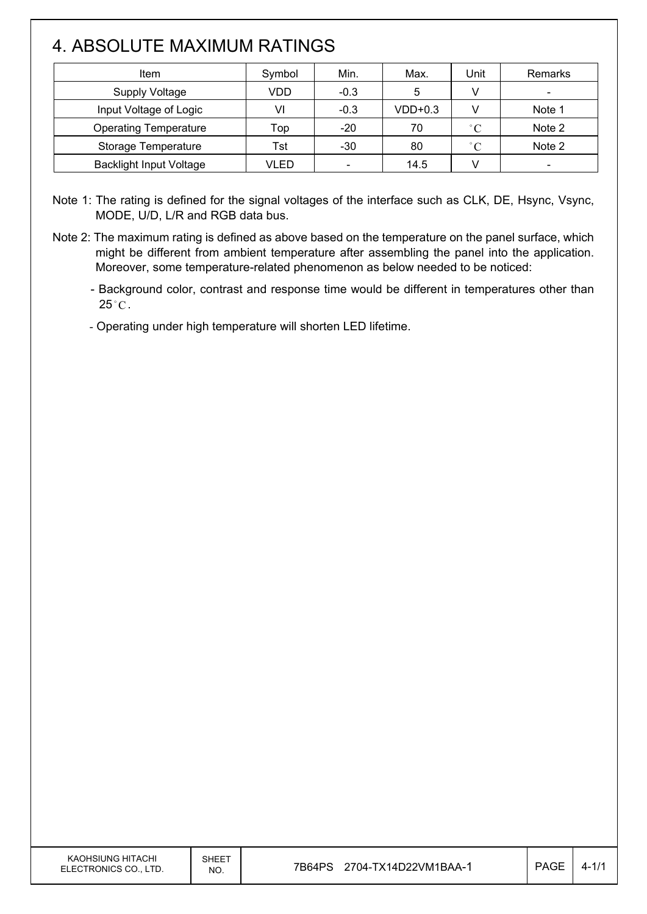# 4. ABSOLUTE MAXIMUM RATINGS

| Item | Symbol | Min. | Max. | Unit | Remarks |
|---|---|---|---|---|---|
| Supply Voltage | VDD | -0.3 | 5 | V | - |
| Input Voltage of Logic | VI | -0.3 | VDD+0.3 | V | Note 1 |
| Operating Temperature | Top | -20 | 70 | °C | Note 2 |
| Storage Temperature | Tst | -30 | 80 | °C | Note 2 |
| Backlight Input Voltage | VLED | - | 14.5 | V | - |

Note 1: The rating is defined for the signal voltages of the interface such as CLK, DE, Hsync, Vsync, MODE, U/D, L/R and RGB data bus.

Note 2: The maximum rating is defined as above based on the temperature on the panel surface, which might be different from ambient temperature after assembling the panel into the application. Moreover, some temperature-related phenomenon as below needed to be noticed:

- Background color, contrast and response time would be different in temperatures other than 25°C.
- Operating under high temperature will shorten LED lifetime.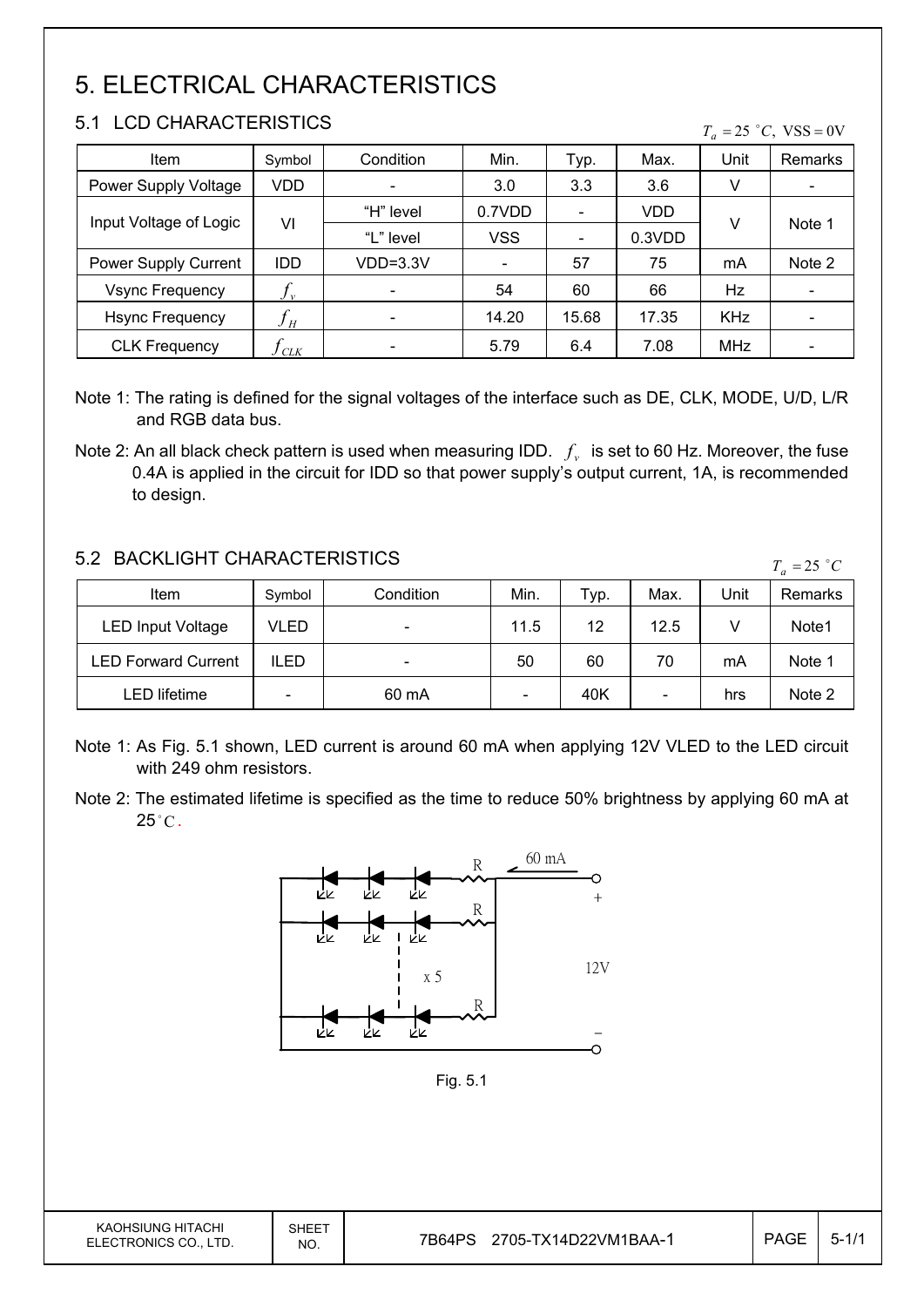// Transcription of page 5: LCD and backlight electrical characteristics.
# 5. ELECTRICAL CHARACTERISTICS

## 5.1 LCD CHARACTERISTICS

$T_a = 25\ ^\circ C,\ VSS = 0V$

| Item | Symbol | Condition | Min. | Typ. | Max. | Unit | Remarks |
|---|---|---|---|---|---|---|---|
| Power Supply Voltage | VDD | - | 3.0 | 3.3 | 3.6 | V | - |
| Input Voltage of Logic | VI | "H" level | 0.7VDD | - | VDD | V | Note 1 |
| | | "L" level | VSS | - | 0.3VDD | | |
| Power Supply Current | IDD | VDD=3.3V | - | 57 | 75 | mA | Note 2 |
| Vsync Frequency | $f_v$ | - | 54 | 60 | 66 | Hz | - |
| Hsync Frequency | $f_H$ | - | 14.20 | 15.68 | 17.35 | KHz | - |
| CLK Frequency | $f_{CLK}$ | - | 5.79 | 6.4 | 7.08 | MHz | - |

Note 1: The rating is defined for the signal voltages of the interface such as DE, CLK, MODE, U/D, L/R and RGB data bus.

Note 2: An all black check pattern is used when measuring IDD. $f_v$ is set to 60 Hz. Moreover, the fuse 0.4A is applied in the circuit for IDD so that power supply's output current, 1A, is recommended to design.

## 5.2 BACKLIGHT CHARACTERISTICS

$T_a = 25\ ^\circ C$

| Item | Symbol | Condition | Min. | Typ. | Max. | Unit | Remarks |
|---|---|---|---|---|---|---|---|
| LED Input Voltage | VLED | - | 11.5 | 12 | 12.5 | V | Note1 |
| LED Forward Current | ILED | - | 50 | 60 | 70 | mA | Note 1 |
| LED lifetime | - | 60 mA | - | 40K | - | hrs | Note 2 |

Note 1: As Fig. 5.1 shown, LED current is around 60 mA when applying 12V VLED to the LED circuit with 249 ohm resistors.

Note 2: The estimated lifetime is specified as the time to reduce 50% brightness by applying 60 mA at 25°C.

// Circuit diagram labels (Fig. 5.1):
R, 60 mA, +, R, x 5, 12V, R, −

Fig. 5.1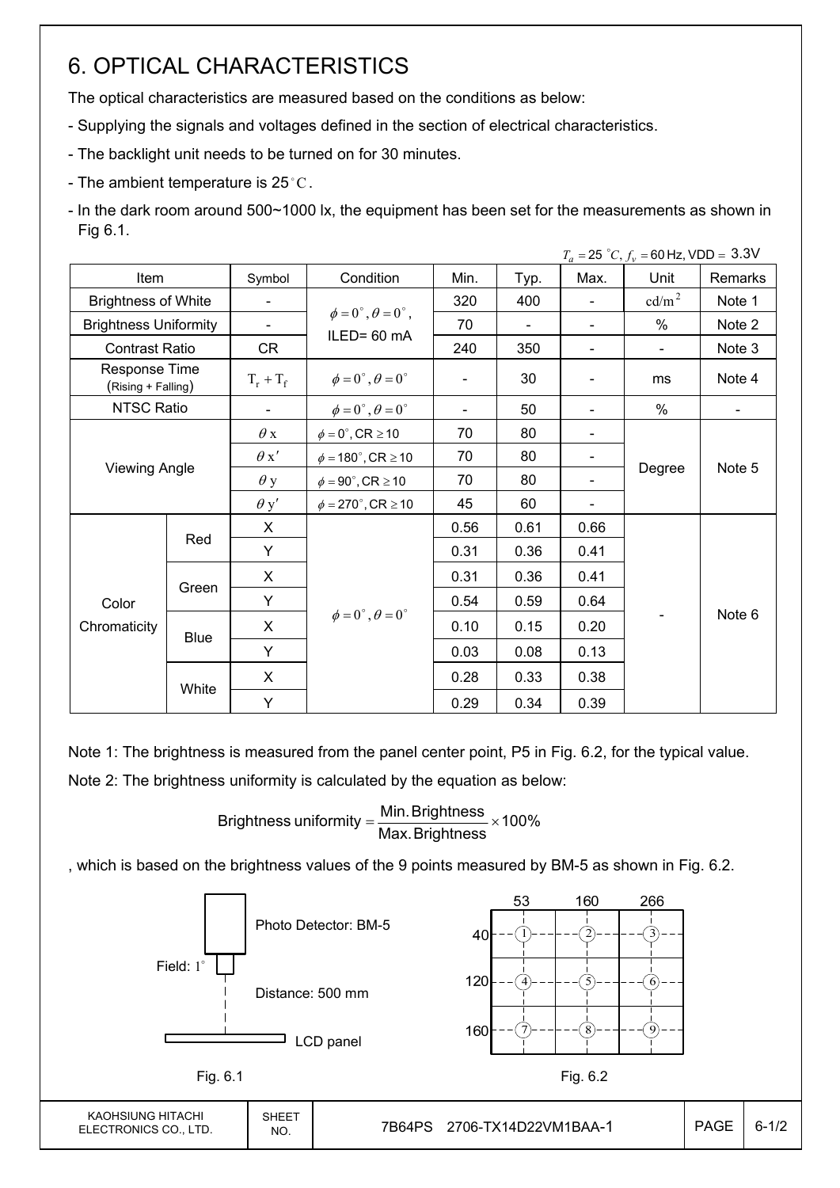# 6. OPTICAL CHARACTERISTICS

The optical characteristics are measured based on the conditions as below:

- Supplying the signals and voltages defined in the section of electrical characteristics.
- The backlight unit needs to be turned on for 30 minutes.
- The ambient temperature is 25°C.
- In the dark room around 500~1000 lx, the equipment has been set for the measurements as shown in Fig 6.1.

$T_a = 25\ ^\circ C,\ f_v = 60$ Hz, VDD = 3.3V

| Item | | Symbol | Condition | Min. | Typ. | Max. | Unit | Remarks |
|---|---|---|---|---|---|---|---|---|
| Brightness of White | | - | $\phi = 0^\circ, \theta = 0^\circ$, ILED= 60 mA | 320 | 400 | - | $cd/m^2$ | Note 1 |
| Brightness Uniformity | | - | | 70 | - | - | % | Note 2 |
| Contrast Ratio | | CR | | 240 | 350 | - | - | Note 3 |
| Response Time (Rising + Falling) | | $T_r + T_f$ | $\phi = 0^\circ, \theta = 0^\circ$ | - | 30 | - | ms | Note 4 |
| NTSC Ratio | | - | $\phi = 0^\circ, \theta = 0^\circ$ | - | 50 | - | % | - |
| Viewing Angle | | $\theta x$ | $\phi = 0^\circ$, CR ≥ 10 | 70 | 80 | - | Degree | Note 5 |
| | | $\theta x'$ | $\phi = 180^\circ$, CR ≥ 10 | 70 | 80 | - | | |
| | | $\theta y$ | $\phi = 90^\circ$, CR ≥ 10 | 70 | 80 | - | | |
| | | $\theta y'$ | $\phi = 270^\circ$, CR ≥ 10 | 45 | 60 | - | | |
| Color Chromaticity | Red | X | $\phi = 0^\circ, \theta = 0^\circ$ | 0.56 | 0.61 | 0.66 | - | Note 6 |
| | | Y | | 0.31 | 0.36 | 0.41 | | |
| | Green | X | | 0.31 | 0.36 | 0.41 | | |
| | | Y | | 0.54 | 0.59 | 0.64 | | |
| | Blue | X | | 0.10 | 0.15 | 0.20 | | |
| | | Y | | 0.03 | 0.08 | 0.13 | | |
| | White | X | | 0.28 | 0.33 | 0.38 | | |
| | | Y | | 0.29 | 0.34 | 0.39 | | |

Note 1: The brightness is measured from the panel center point, P5 in Fig. 6.2, for the typical value.

Note 2: The brightness uniformity is calculated by the equation as below:

$$\text{Brightness uniformity} = \frac{\text{Min. Brightness}}{\text{Max. Brightness}} \times 100\%$$

, which is based on the brightness values of the 9 points measured by BM-5 as shown in Fig. 6.2.

Photo Detector: BM-5

Field: 1°

Distance: 500 mm

LCD panel

Fig. 6.1

| | 53 | 160 | 266 |
|---|---|---|---|
| 40 | ① | ② | ③ |
| 120 | ④ | ⑤ | ⑥ |
| 160 | ⑦ | ⑧ | ⑨ |

Fig. 6.2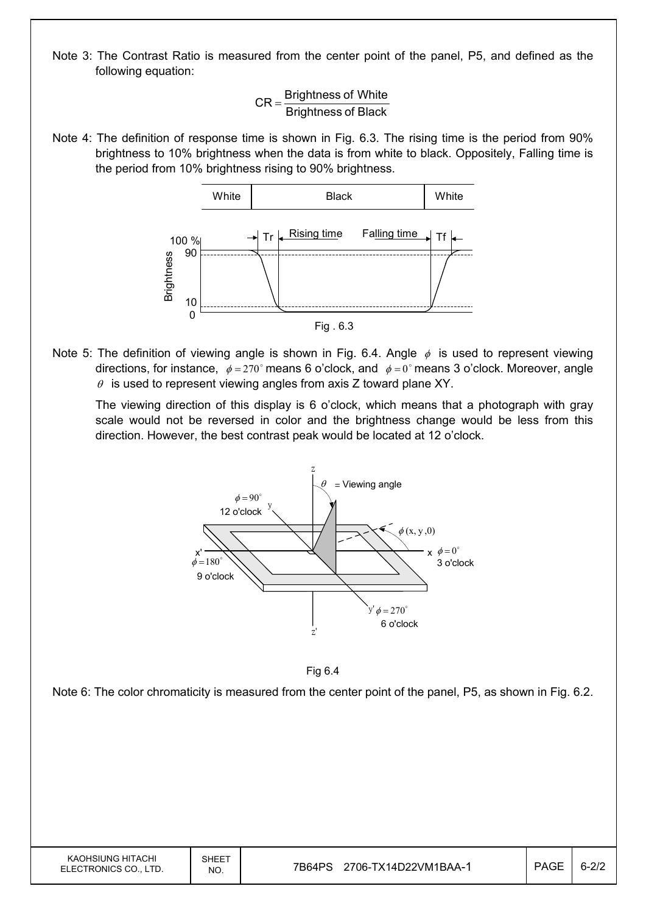Note 3: The Contrast Ratio is measured from the center point of the panel, P5, and defined as the following equation:

$$CR = \frac{\text{Brightness of White}}{\text{Brightness of Black}}$$

Note 4: The definition of response time is shown in Fig. 6.3. The rising time is the period from 90% brightness to 10% brightness when the data is from white to black. Oppositely, Falling time is the period from 10% brightness rising to 90% brightness.

Fig . 6.3

Note 5: The definition of viewing angle is shown in Fig. 6.4. Angle $\phi$ is used to represent viewing directions, for instance, $\phi = 270^{\circ}$ means 6 o'clock, and $\phi = 0^{\circ}$ means 3 o'clock. Moreover, angle $\theta$ is used to represent viewing angles from axis Z toward plane XY.

The viewing direction of this display is 6 o'clock, which means that a photograph with gray scale would not be reversed in color and the brightness change would be less from this direction. However, the best contrast peak would be located at 12 o'clock.

Fig 6.4

Note 6: The color chromaticity is measured from the center point of the panel, P5, as shown in Fig. 6.2.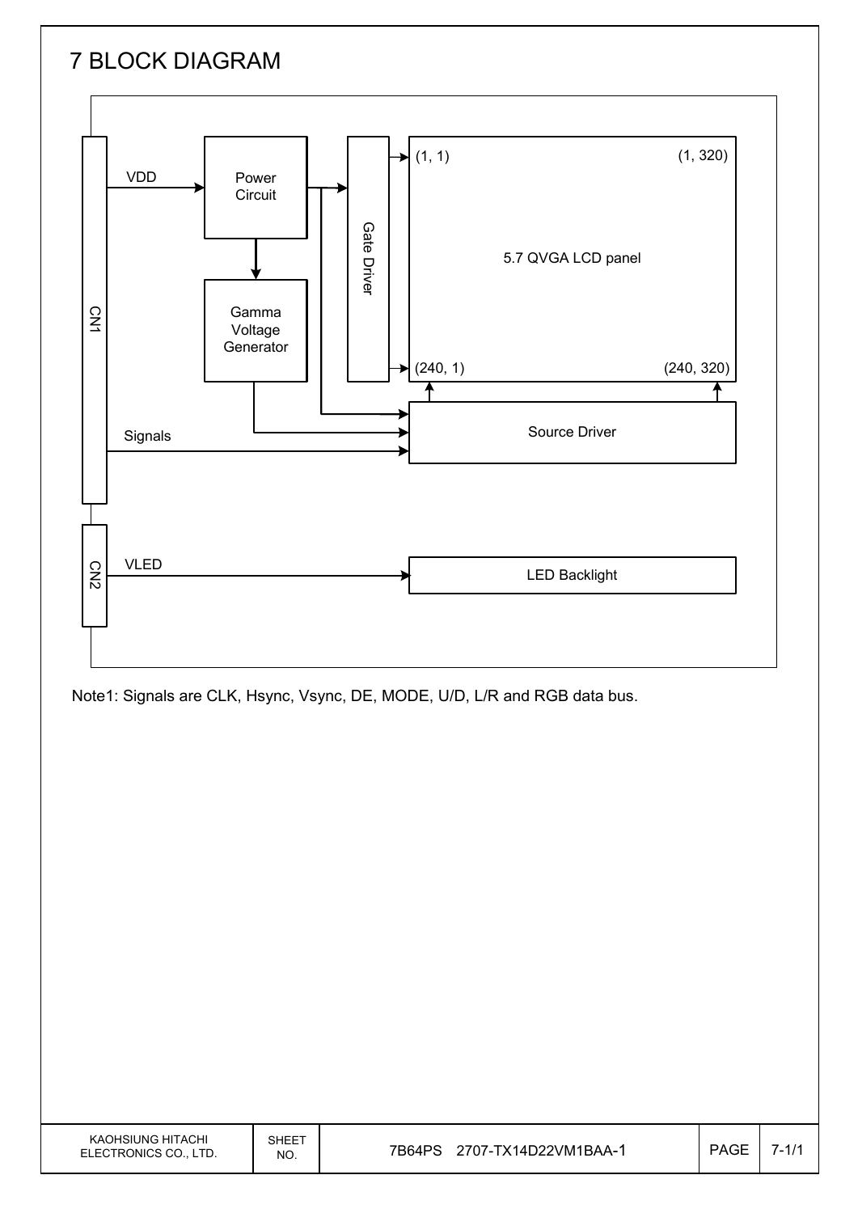# 7 BLOCK DIAGRAM

CN1

VDD

Power Circuit

Gamma Voltage Generator

Gate Driver

(1, 1) (1, 320)

5.7 QVGA LCD panel

(240, 1) (240, 320)

Source Driver

Signals

CN2

VLED

LED Backlight

Note1: Signals are CLK, Hsync, Vsync, DE, MODE, U/D, L/R and RGB data bus.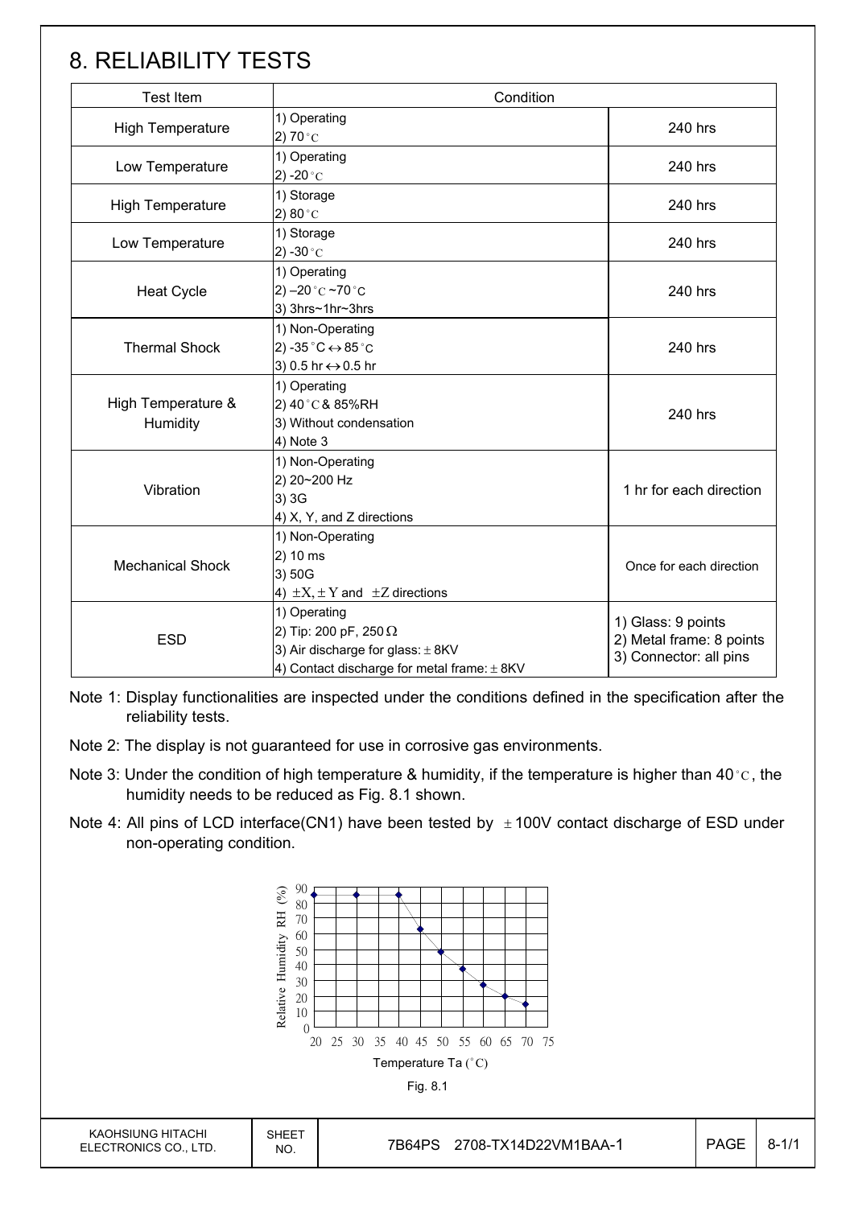# 8. RELIABILITY TESTS

| Test Item | Condition | |
|---|---|---|
| High Temperature | 1) Operating<br>2) 70°C | 240 hrs |
| Low Temperature | 1) Operating<br>2) -20°C | 240 hrs |
| High Temperature | 1) Storage<br>2) 80°C | 240 hrs |
| Low Temperature | 1) Storage<br>2) -30°C | 240 hrs |
| Heat Cycle | 1) Operating<br>2) –20°C ~70°C<br>3) 3hrs~1hr~3hrs | 240 hrs |
| Thermal Shock | 1) Non-Operating<br>2) -35°C ↔ 85°C<br>3) 0.5 hr ↔ 0.5 hr | 240 hrs |
| High Temperature & Humidity | 1) Operating<br>2) 40°C & 85%RH<br>3) Without condensation<br>4) Note 3 | 240 hrs |
| Vibration | 1) Non-Operating<br>2) 20~200 Hz<br>3) 3G<br>4) X, Y, and Z directions | 1 hr for each direction |
| Mechanical Shock | 1) Non-Operating<br>2) 10 ms<br>3) 50G<br>4) ±X, ±Y and ±Z directions | Once for each direction |
| ESD | 1) Operating<br>2) Tip: 200 pF, 250 Ω<br>3) Air discharge for glass: ± 8KV<br>4) Contact discharge for metal frame: ± 8KV | 1) Glass: 9 points<br>2) Metal frame: 8 points<br>3) Connector: all pins |

Note 1: Display functionalities are inspected under the conditions defined in the specification after the reliability tests.

Note 2: The display is not guaranteed for use in corrosive gas environments.

Note 3: Under the condition of high temperature & humidity, if the temperature is higher than 40°C, the humidity needs to be reduced as Fig. 8.1 shown.

Note 4: All pins of LCD interface(CN1) have been tested by ± 100V contact discharge of ESD under non-operating condition.

Fig. 8.1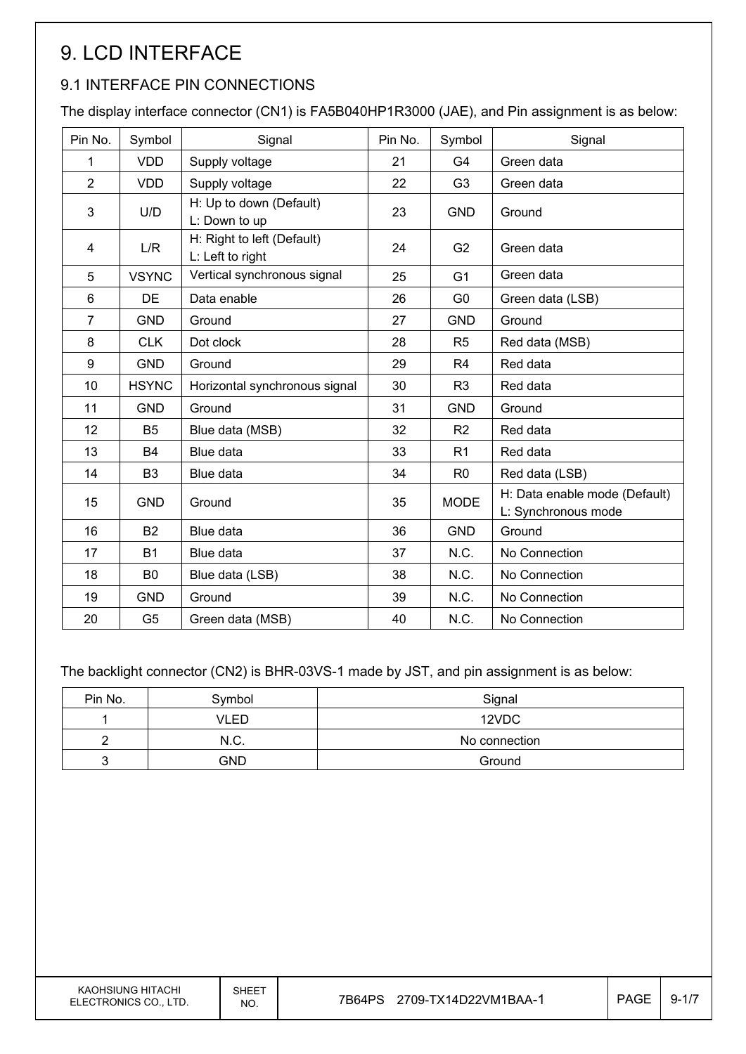# 9. LCD INTERFACE

## 9.1 INTERFACE PIN CONNECTIONS

The display interface connector (CN1) is FA5B040HP1R3000 (JAE), and Pin assignment is as below:

| Pin No. | Symbol | Signal | Pin No. | Symbol | Signal |
|---|---|---|---|---|---|
| 1 | VDD | Supply voltage | 21 | G4 | Green data |
| 2 | VDD | Supply voltage | 22 | G3 | Green data |
| 3 | U/D | H: Up to down (Default)<br>L: Down to up | 23 | GND | Ground |
| 4 | L/R | H: Right to left (Default)<br>L: Left to right | 24 | G2 | Green data |
| 5 | VSYNC | Vertical synchronous signal | 25 | G1 | Green data |
| 6 | DE | Data enable | 26 | G0 | Green data (LSB) |
| 7 | GND | Ground | 27 | GND | Ground |
| 8 | CLK | Dot clock | 28 | R5 | Red data (MSB) |
| 9 | GND | Ground | 29 | R4 | Red data |
| 10 | HSYNC | Horizontal synchronous signal | 30 | R3 | Red data |
| 11 | GND | Ground | 31 | GND | Ground |
| 12 | B5 | Blue data (MSB) | 32 | R2 | Red data |
| 13 | B4 | Blue data | 33 | R1 | Red data |
| 14 | B3 | Blue data | 34 | R0 | Red data (LSB) |
| 15 | GND | Ground | 35 | MODE | H: Data enable mode (Default)<br>L: Synchronous mode |
| 16 | B2 | Blue data | 36 | GND | Ground |
| 17 | B1 | Blue data | 37 | N.C. | No Connection |
| 18 | B0 | Blue data (LSB) | 38 | N.C. | No Connection |
| 19 | GND | Ground | 39 | N.C. | No Connection |
| 20 | G5 | Green data (MSB) | 40 | N.C. | No Connection |

The backlight connector (CN2) is BHR-03VS-1 made by JST, and pin assignment is as below:

| Pin No. | Symbol | Signal |
|---|---|---|
| 1 | VLED | 12VDC |
| 2 | N.C. | No connection |
| 3 | GND | Ground |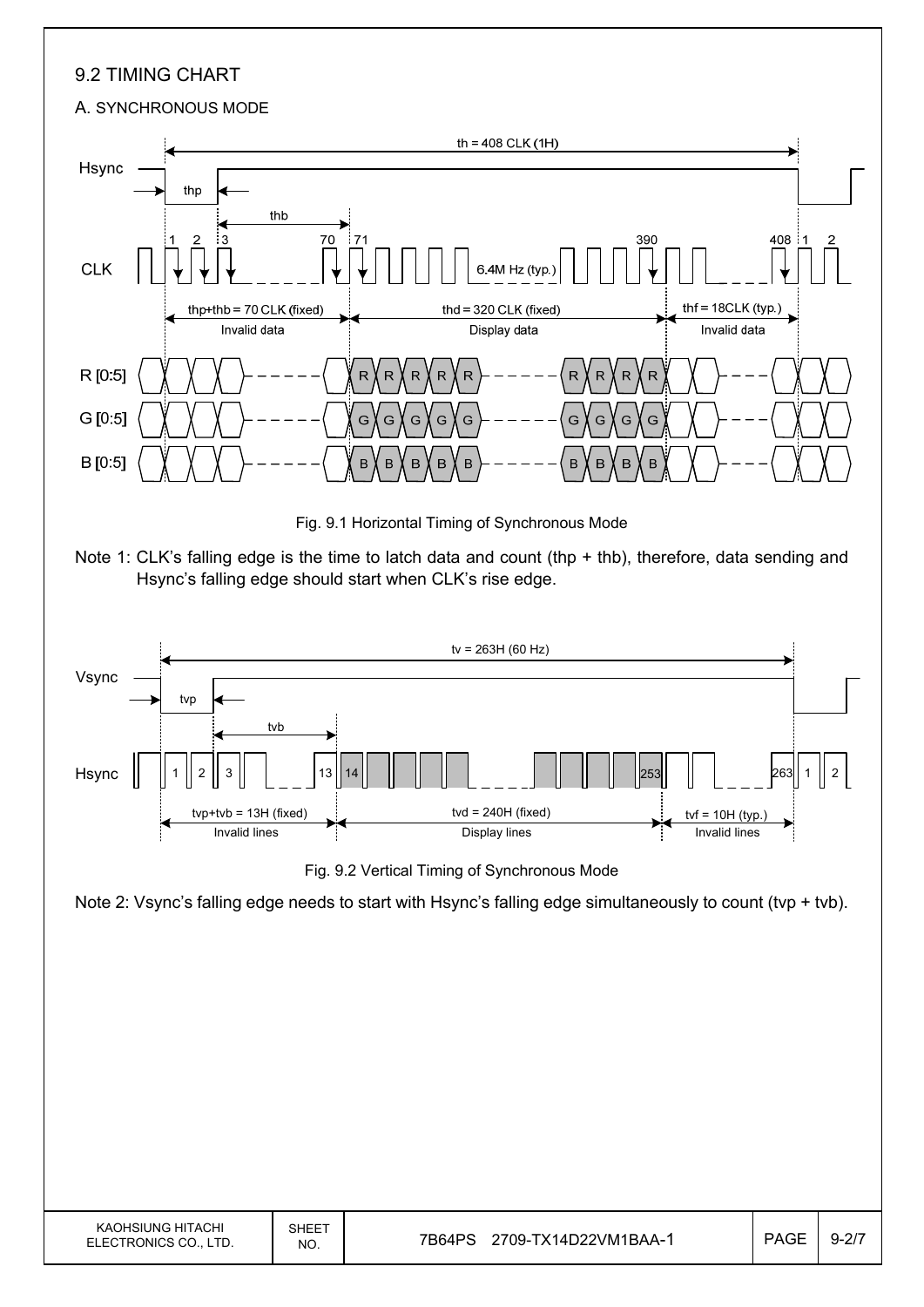## 9.2 TIMING CHART

### A. SYNCHRONOUS MODE

Fig. 9.1 Horizontal Timing of Synchronous Mode

Note 1: CLK's falling edge is the time to latch data and count (thp + thb), therefore, data sending and Hsync's falling edge should start when CLK's rise edge.

Fig. 9.2 Vertical Timing of Synchronous Mode

Note 2: Vsync's falling edge needs to start with Hsync's falling edge simultaneously to count (tvp + tvb).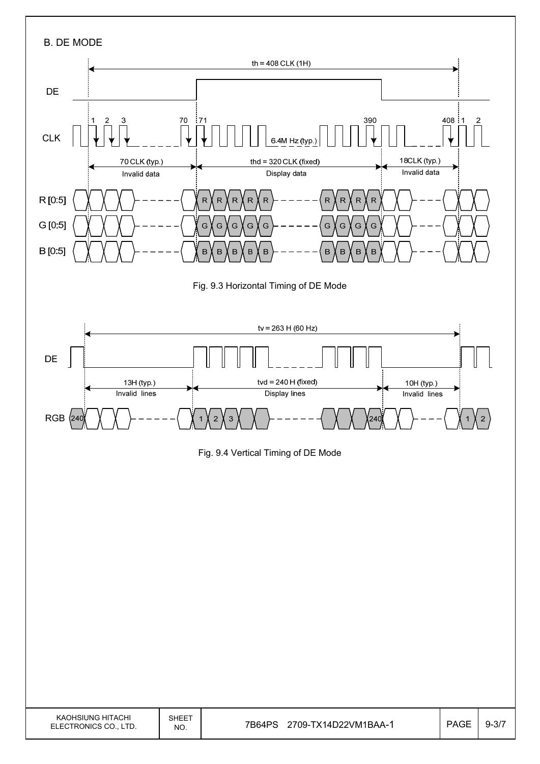## B. DE MODE

th = 408 CLK (1H)

DE

CLK: 1, 2, 3, 70, 71, 390, 408, 1, 2 — 6.4M Hz (typ.)

70 CLK (typ.) — Invalid data | thd = 320 CLK (fixed) — Display data | 18CLK (typ.) — Invalid data

R [0:5], G [0:5], B [0:5]

Fig. 9.3 Horizontal Timing of DE Mode

tv = 263 H (60 Hz)

DE

13H (typ.) — Invalid lines | tvd = 240 H (fixed) — Display lines | 10H (typ.) — Invalid lines

RGB: 240, 1, 2, 3, 240, 1, 2

Fig. 9.4 Vertical Timing of DE Mode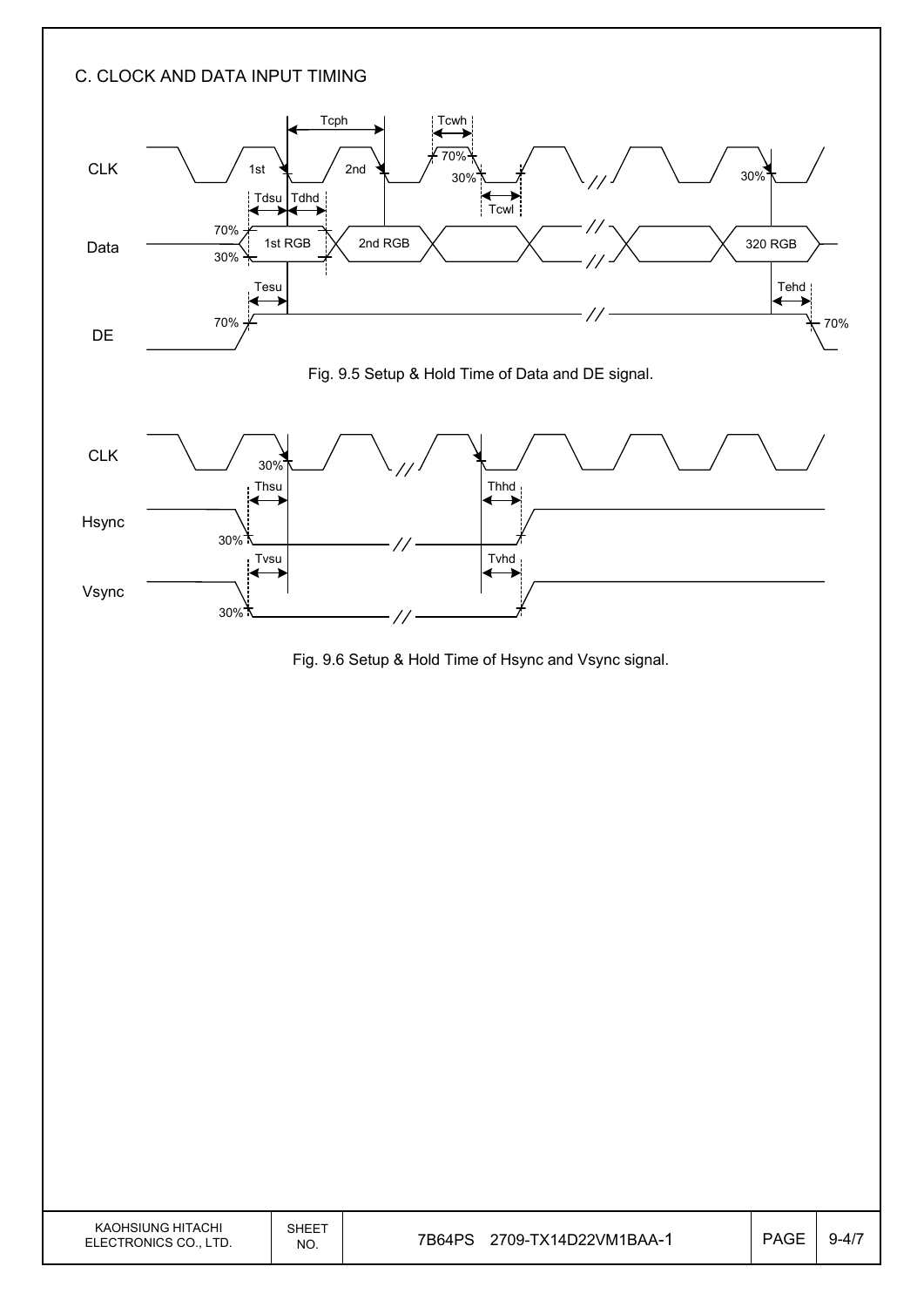C. CLOCK AND DATA INPUT TIMING

Fig. 9.5 Setup & Hold Time of Data and DE signal.

Fig. 9.6 Setup & Hold Time of Hsync and Vsync signal.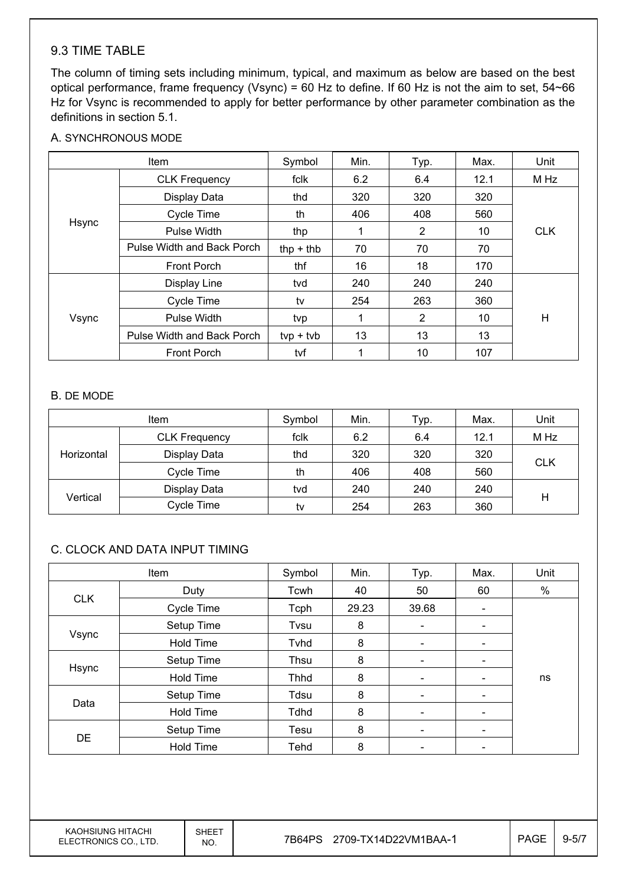## 9.3 TIME TABLE

The column of timing sets including minimum, typical, and maximum as below are based on the best optical performance, frame frequency (Vsync) = 60 Hz to define. If 60 Hz is not the aim to set, 54~66 Hz for Vsync is recommended to apply for better performance by other parameter combination as the definitions in section 5.1.

### A. SYNCHRONOUS MODE

| Item | | Symbol | Min. | Typ. | Max. | Unit |
|---|---|---|---|---|---|---|
| Hsync | CLK Frequency | fclk | 6.2 | 6.4 | 12.1 | M Hz |
| | Display Data | thd | 320 | 320 | 320 | CLK |
| | Cycle Time | th | 406 | 408 | 560 | |
| | Pulse Width | thp | 1 | 2 | 10 | |
| | Pulse Width and Back Porch | thp + thb | 70 | 70 | 70 | |
| | Front Porch | thf | 16 | 18 | 170 | |
| Vsync | Display Line | tvd | 240 | 240 | 240 | H |
| | Cycle Time | tv | 254 | 263 | 360 | |
| | Pulse Width | tvp | 1 | 2 | 10 | |
| | Pulse Width and Back Porch | tvp + tvb | 13 | 13 | 13 | |
| | Front Porch | tvf | 1 | 10 | 107 | |

### B. DE MODE

| Item | | Symbol | Min. | Typ. | Max. | Unit |
|---|---|---|---|---|---|---|
| Horizontal | CLK Frequency | fclk | 6.2 | 6.4 | 12.1 | M Hz |
| | Display Data | thd | 320 | 320 | 320 | CLK |
| | Cycle Time | th | 406 | 408 | 560 | |
| Vertical | Display Data | tvd | 240 | 240 | 240 | H |
| | Cycle Time | tv | 254 | 263 | 360 | |

### C. CLOCK AND DATA INPUT TIMING

| Item | | Symbol | Min. | Typ. | Max. | Unit |
|---|---|---|---|---|---|---|
| CLK | Duty | Tcwh | 40 | 50 | 60 | % |
| | Cycle Time | Tcph | 29.23 | 39.68 | - | ns |
| Vsync | Setup Time | Tvsu | 8 | - | - | |
| | Hold Time | Tvhd | 8 | - | - | |
| Hsync | Setup Time | Thsu | 8 | - | - | |
| | Hold Time | Thhd | 8 | - | - | |
| Data | Setup Time | Tdsu | 8 | - | - | |
| | Hold Time | Tdhd | 8 | - | - | |
| DE | Setup Time | Tesu | 8 | - | - | |
| | Hold Time | Tehd | 8 | - | - | |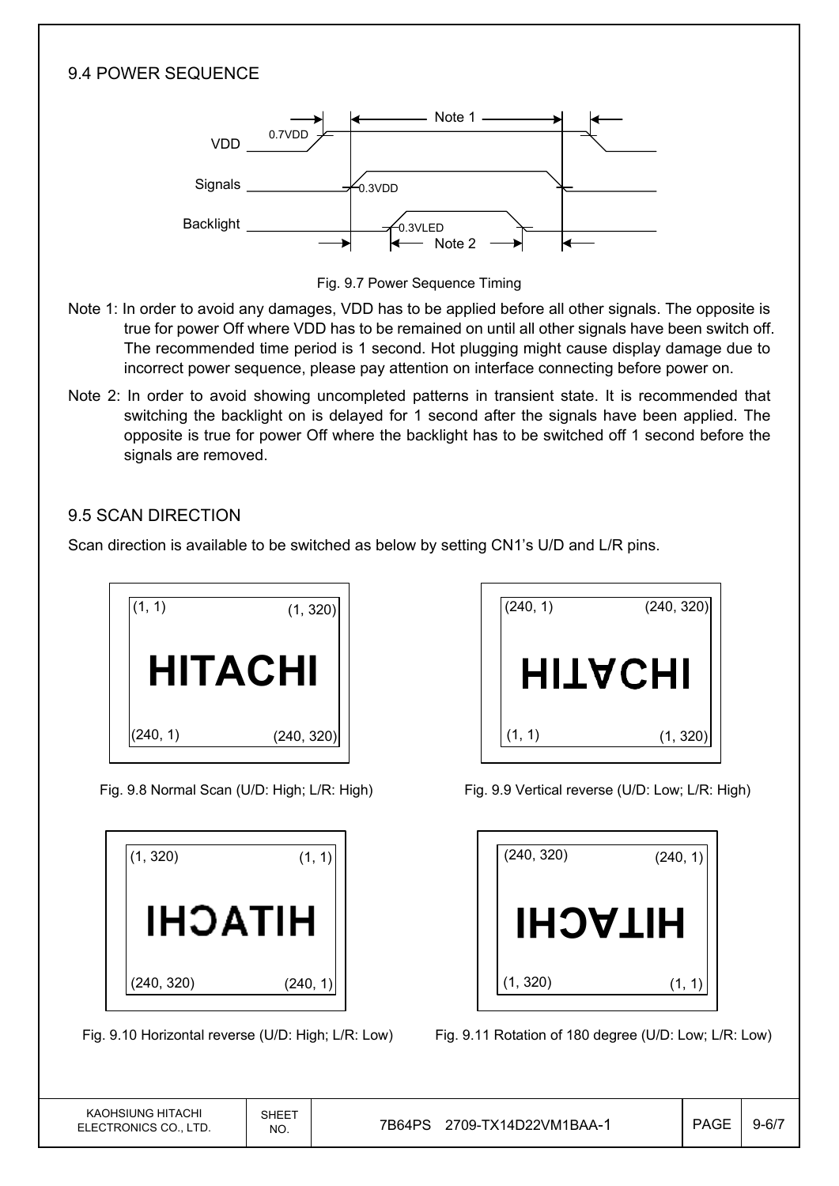## 9.4 POWER SEQUENCE

Fig. 9.7 Power Sequence Timing

Note 1: In order to avoid any damages, VDD has to be applied before all other signals. The opposite is true for power Off where VDD has to be remained on until all other signals have been switch off. The recommended time period is 1 second. Hot plugging might cause display damage due to incorrect power sequence, please pay attention on interface connecting before power on.

Note 2: In order to avoid showing uncompleted patterns in transient state. It is recommended that switching the backlight on is delayed for 1 second after the signals have been applied. The opposite is true for power Off where the backlight has to be switched off 1 second before the signals are removed.

## 9.5 SCAN DIRECTION

Scan direction is available to be switched as below by setting CN1's U/D and L/R pins.

Fig. 9.8 Normal Scan (U/D: High; L/R: High)

Fig. 9.9 Vertical reverse (U/D: Low; L/R: High)

Fig. 9.10 Horizontal reverse (U/D: High; L/R: Low)

Fig. 9.11 Rotation of 180 degree (U/D: Low; L/R: Low)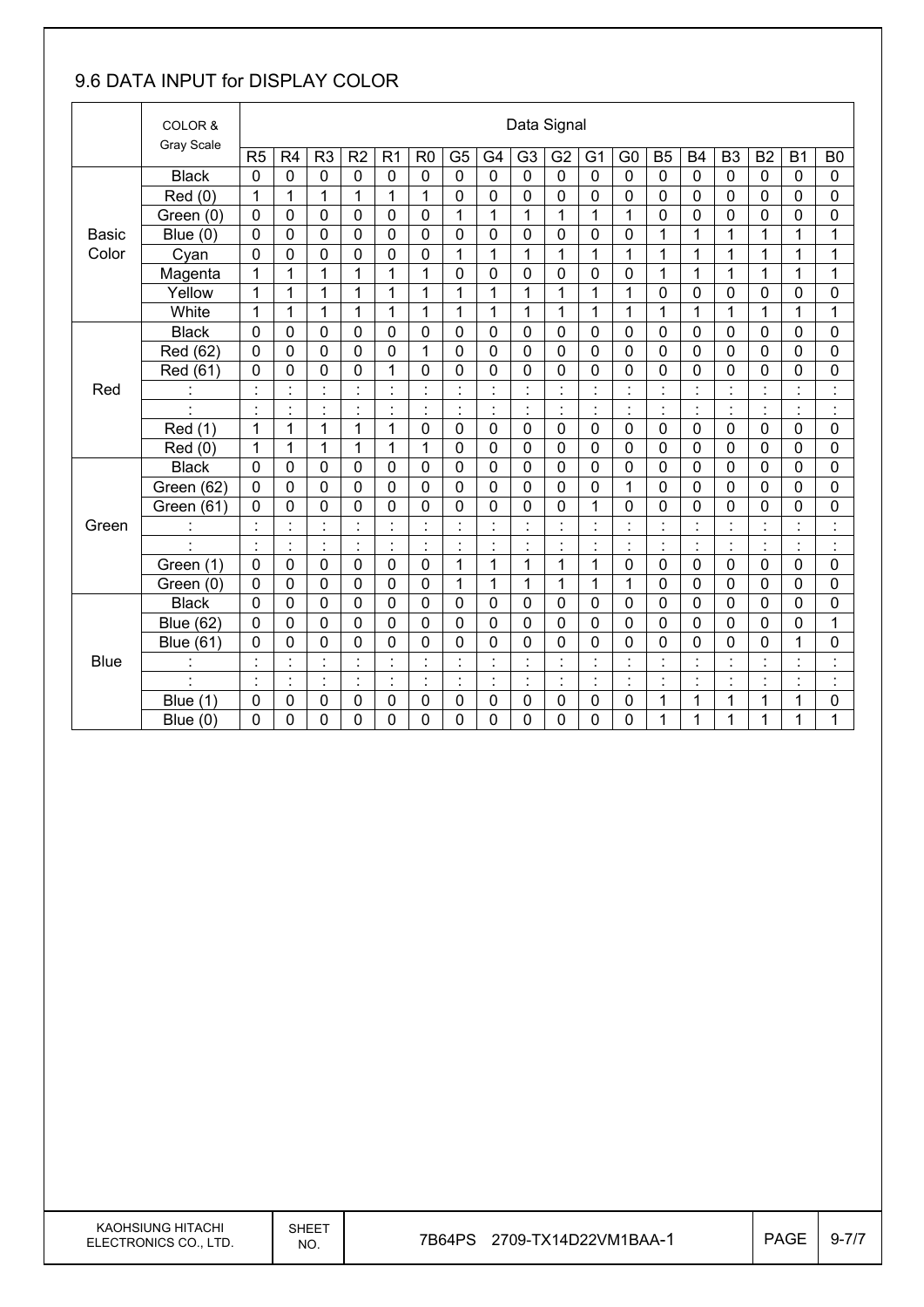## 9.6 DATA INPUT for DISPLAY COLOR

| | COLOR & Gray Scale | Data Signal | | | | | | | | | | | | | | | | | |
|---|---|---|---|---|---|---|---|---|---|---|---|---|---|---|---|---|---|---|---|
| | | R5 | R4 | R3 | R2 | R1 | R0 | G5 | G4 | G3 | G2 | G1 | G0 | B5 | B4 | B3 | B2 | B1 | B0 |
| Basic Color | Black | 0 | 0 | 0 | 0 | 0 | 0 | 0 | 0 | 0 | 0 | 0 | 0 | 0 | 0 | 0 | 0 | 0 | 0 |
| | Red (0) | 1 | 1 | 1 | 1 | 1 | 1 | 0 | 0 | 0 | 0 | 0 | 0 | 0 | 0 | 0 | 0 | 0 | 0 |
| | Green (0) | 0 | 0 | 0 | 0 | 0 | 0 | 1 | 1 | 1 | 1 | 1 | 1 | 0 | 0 | 0 | 0 | 0 | 0 |
| | Blue (0) | 0 | 0 | 0 | 0 | 0 | 0 | 0 | 0 | 0 | 0 | 0 | 0 | 1 | 1 | 1 | 1 | 1 | 1 |
| | Cyan | 0 | 0 | 0 | 0 | 0 | 0 | 1 | 1 | 1 | 1 | 1 | 1 | 1 | 1 | 1 | 1 | 1 | 1 |
| | Magenta | 1 | 1 | 1 | 1 | 1 | 1 | 0 | 0 | 0 | 0 | 0 | 0 | 1 | 1 | 1 | 1 | 1 | 1 |
| | Yellow | 1 | 1 | 1 | 1 | 1 | 1 | 1 | 1 | 1 | 1 | 1 | 1 | 0 | 0 | 0 | 0 | 0 | 0 |
| | White | 1 | 1 | 1 | 1 | 1 | 1 | 1 | 1 | 1 | 1 | 1 | 1 | 1 | 1 | 1 | 1 | 1 | 1 |
| Red | Black | 0 | 0 | 0 | 0 | 0 | 0 | 0 | 0 | 0 | 0 | 0 | 0 | 0 | 0 | 0 | 0 | 0 | 0 |
| | Red (62) | 0 | 0 | 0 | 0 | 0 | 1 | 0 | 0 | 0 | 0 | 0 | 0 | 0 | 0 | 0 | 0 | 0 | 0 |
| | Red (61) | 0 | 0 | 0 | 0 | 1 | 0 | 0 | 0 | 0 | 0 | 0 | 0 | 0 | 0 | 0 | 0 | 0 | 0 |
| | : | : | : | : | : | : | : | : | : | : | : | : | : | : | : | : | : | : | : |
| | : | : | : | : | : | : | : | : | : | : | : | : | : | : | : | : | : | : | : |
| | Red (1) | 1 | 1 | 1 | 1 | 1 | 0 | 0 | 0 | 0 | 0 | 0 | 0 | 0 | 0 | 0 | 0 | 0 | 0 |
| | Red (0) | 1 | 1 | 1 | 1 | 1 | 1 | 0 | 0 | 0 | 0 | 0 | 0 | 0 | 0 | 0 | 0 | 0 | 0 |
| Green | Black | 0 | 0 | 0 | 0 | 0 | 0 | 0 | 0 | 0 | 0 | 0 | 0 | 0 | 0 | 0 | 0 | 0 | 0 |
| | Green (62) | 0 | 0 | 0 | 0 | 0 | 0 | 0 | 0 | 0 | 0 | 0 | 1 | 0 | 0 | 0 | 0 | 0 | 0 |
| | Green (61) | 0 | 0 | 0 | 0 | 0 | 0 | 0 | 0 | 0 | 0 | 1 | 0 | 0 | 0 | 0 | 0 | 0 | 0 |
| | : | : | : | : | : | : | : | : | : | : | : | : | : | : | : | : | : | : | : |
| | : | : | : | : | : | : | : | : | : | : | : | : | : | : | : | : | : | : | : |
| | Green (1) | 0 | 0 | 0 | 0 | 0 | 0 | 1 | 1 | 1 | 1 | 1 | 0 | 0 | 0 | 0 | 0 | 0 | 0 |
| | Green (0) | 0 | 0 | 0 | 0 | 0 | 0 | 1 | 1 | 1 | 1 | 1 | 1 | 0 | 0 | 0 | 0 | 0 | 0 |
| Blue | Black | 0 | 0 | 0 | 0 | 0 | 0 | 0 | 0 | 0 | 0 | 0 | 0 | 0 | 0 | 0 | 0 | 0 | 0 |
| | Blue (62) | 0 | 0 | 0 | 0 | 0 | 0 | 0 | 0 | 0 | 0 | 0 | 0 | 0 | 0 | 0 | 0 | 0 | 1 |
| | Blue (61) | 0 | 0 | 0 | 0 | 0 | 0 | 0 | 0 | 0 | 0 | 0 | 0 | 0 | 0 | 0 | 0 | 1 | 0 |
| | : | : | : | : | : | : | : | : | : | : | : | : | : | : | : | : | : | : | : |
| | : | : | : | : | : | : | : | : | : | : | : | : | : | : | : | : | : | : | : |
| | Blue (1) | 0 | 0 | 0 | 0 | 0 | 0 | 0 | 0 | 0 | 0 | 0 | 0 | 1 | 1 | 1 | 1 | 1 | 0 |
| | Blue (0) | 0 | 0 | 0 | 0 | 0 | 0 | 0 | 0 | 0 | 0 | 0 | 0 | 1 | 1 | 1 | 1 | 1 | 1 |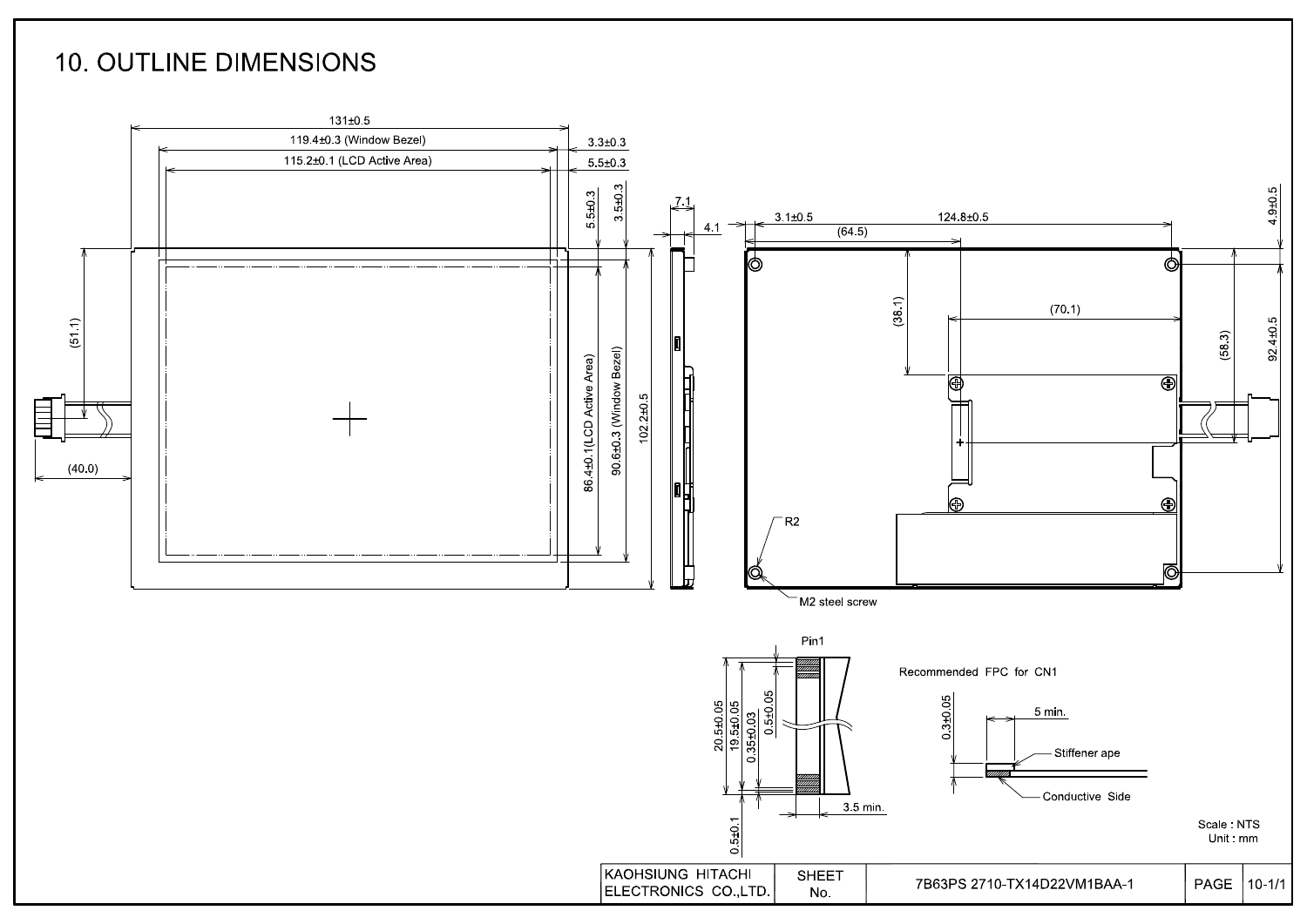# 10. OUTLINE DIMENSIONS

131±0.5

119.4±0.3 (Window Bezel)

115.2±0.1 (LCD Active Area)

3.3±0.3

5.5±0.3

5.5±0.3

3.5±0.3

7.1

4.1

(51.1)

(40.0)

86.4±0.1(LCD Active Area)

90.6±0.3 (Window Bezel)

102.2±0.5

3.1±0.5

124.8±0.5

(64.5)

(38.1)

(70.1)

(58.3)

4.9±0.5

92.4±0.5

R2

M2 steel screw

Pin1

20.5±0.05

19.5±0.05

0.35±0.03

0.5±0.05

0.5±0.1

3.5 min.

Recommended FPC for CN1

0.3±0.05

5 min.

Stiffener ape

Conductive Side

Scale : NTS
Unit : mm

| KAOHSIUNG HITACHI ELECTRONICS CO.,LTD. | SHEET No. | 7B63PS 2710-TX14D22VM1BAA-1 | PAGE | 10-1/1 |
|---|---|---|---|---|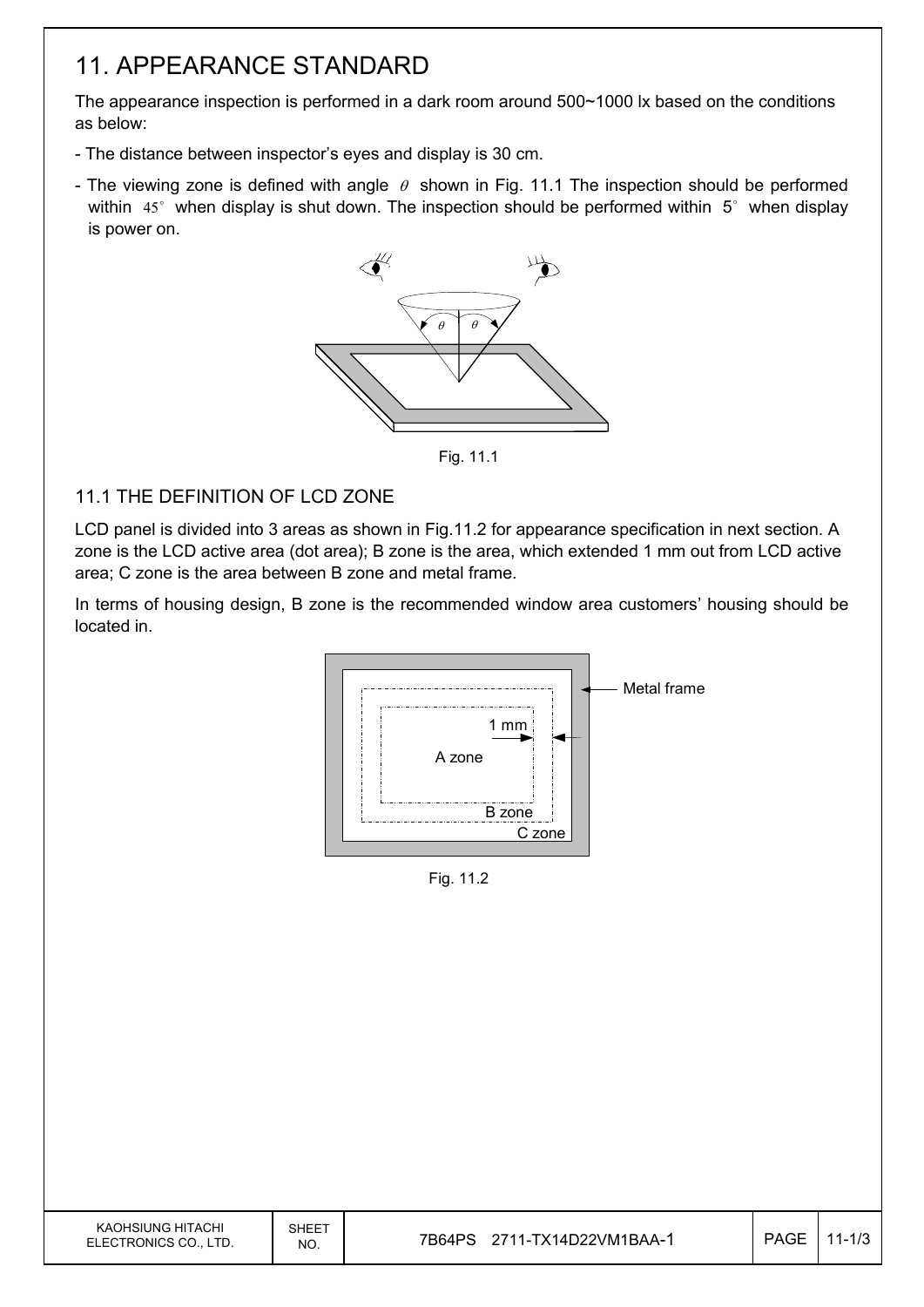# 11. APPEARANCE STANDARD

The appearance inspection is performed in a dark room around 500~1000 lx based on the conditions as below:

- The distance between inspector's eyes and display is 30 cm.
- The viewing zone is defined with angle $\theta$ shown in Fig. 11.1 The inspection should be performed within $45^\circ$ when display is shut down. The inspection should be performed within $5^\circ$ when display is power on.

Fig. 11.1

## 11.1 THE DEFINITION OF LCD ZONE

LCD panel is divided into 3 areas as shown in Fig.11.2 for appearance specification in next section. A zone is the LCD active area (dot area); B zone is the area, which extended 1 mm out from LCD active area; C zone is the area between B zone and metal frame.

In terms of housing design, B zone is the recommended window area customers' housing should be located in.

Fig. 11.2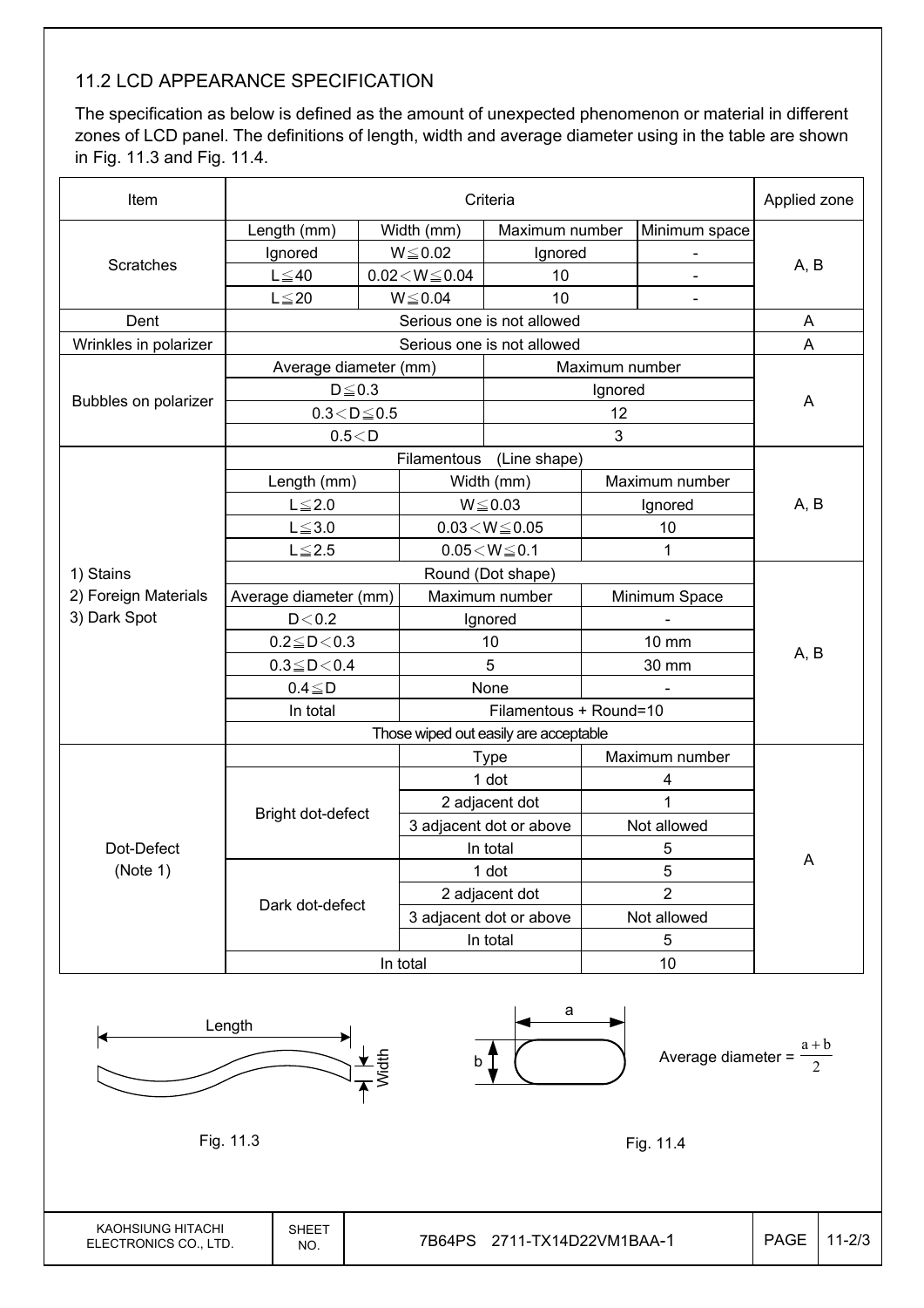## 11.2 LCD APPEARANCE SPECIFICATION

The specification as below is defined as the amount of unexpected phenomenon or material in different zones of LCD panel. The definitions of length, width and average diameter using in the table are shown in Fig. 11.3 and Fig. 11.4.

| Item | Criteria | | | | Applied zone |
|---|---|---|---|---|---|
| Scratches | Length (mm) | Width (mm) | Maximum number | Minimum space | A, B |
| | Ignored | W≦0.02 | Ignored | - | |
| | L≦40 | 0.02＜W≦0.04 | 10 | - | |
| | L≦20 | W≦0.04 | 10 | - | |
| Dent | Serious one is not allowed | | | | A |
| Wrinkles in polarizer | Serious one is not allowed | | | | A |
| Bubbles on polarizer | Average diameter (mm) | | Maximum number | | A |
| | D≦0.3 | | Ignored | | |
| | 0.3＜D≦0.5 | | 12 | | |
| | 0.5＜D | | 3 | | |
| 1) Stains<br>2) Foreign Materials<br>3) Dark Spot | Filamentous (Line shape) | | | | A, B |
| | Length (mm) | Width (mm) | Maximum number | | |
| | L≦2.0 | W≦0.03 | Ignored | | |
| | L≦3.0 | 0.03＜W≦0.05 | 10 | | |
| | L≦2.5 | 0.05＜W≦0.1 | 1 | | |
| | Round (Dot shape) | | | | A, B |
| | Average diameter (mm) | Maximum number | Minimum Space | | |
| | D＜0.2 | Ignored | - | | |
| | 0.2≦D＜0.3 | 10 | 10 mm | | |
| | 0.3≦D＜0.4 | 5 | 30 mm | | |
| | 0.4≦D | None | - | | |
| | In total | Filamentous + Round=10 | | | |
| | Those wiped out easily are acceptable | | | | |
| Dot-Defect (Note 1) | | Type | Maximum number | | A |
| | Bright dot-defect | 1 dot | 4 | | |
| | | 2 adjacent dot | 1 | | |
| | | 3 adjacent dot or above | Not allowed | | |
| | | In total | 5 | | |
| | Dark dot-defect | 1 dot | 5 | | |
| | | 2 adjacent dot | 2 | | |
| | | 3 adjacent dot or above | Not allowed | | |
| | | In total | 5 | | |
| | In total | | 10 | | |

Length, Width

Fig. 11.3

a, b

Average diameter = $\frac{a+b}{2}$

Fig. 11.4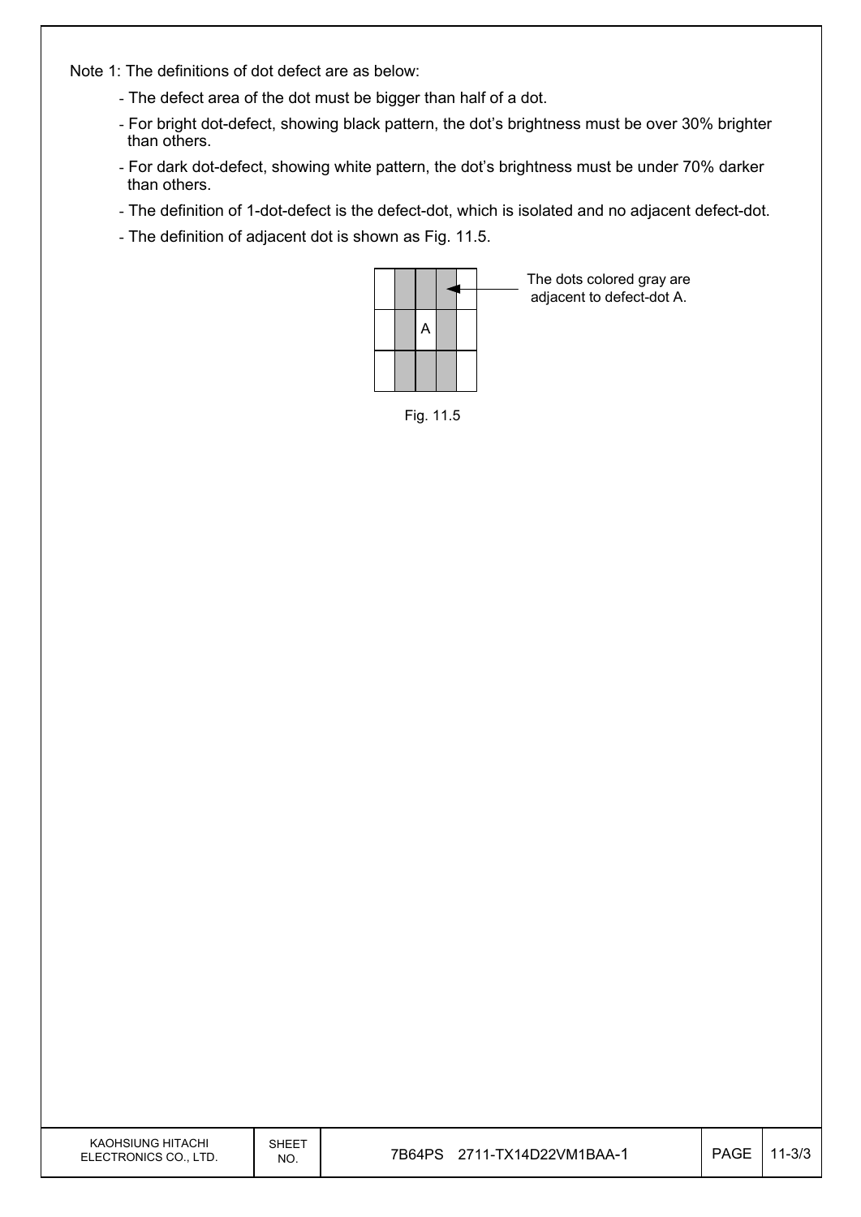Note 1: The definitions of dot defect are as below:

- The defect area of the dot must be bigger than half of a dot.
- For bright dot-defect, showing black pattern, the dot's brightness must be over 30% brighter than others.
- For dark dot-defect, showing white pattern, the dot's brightness must be under 70% darker than others.
- The definition of 1-dot-defect is the defect-dot, which is isolated and no adjacent defect-dot.
- The definition of adjacent dot is shown as Fig. 11.5.

The dots colored gray are adjacent to defect-dot A.

Fig. 11.5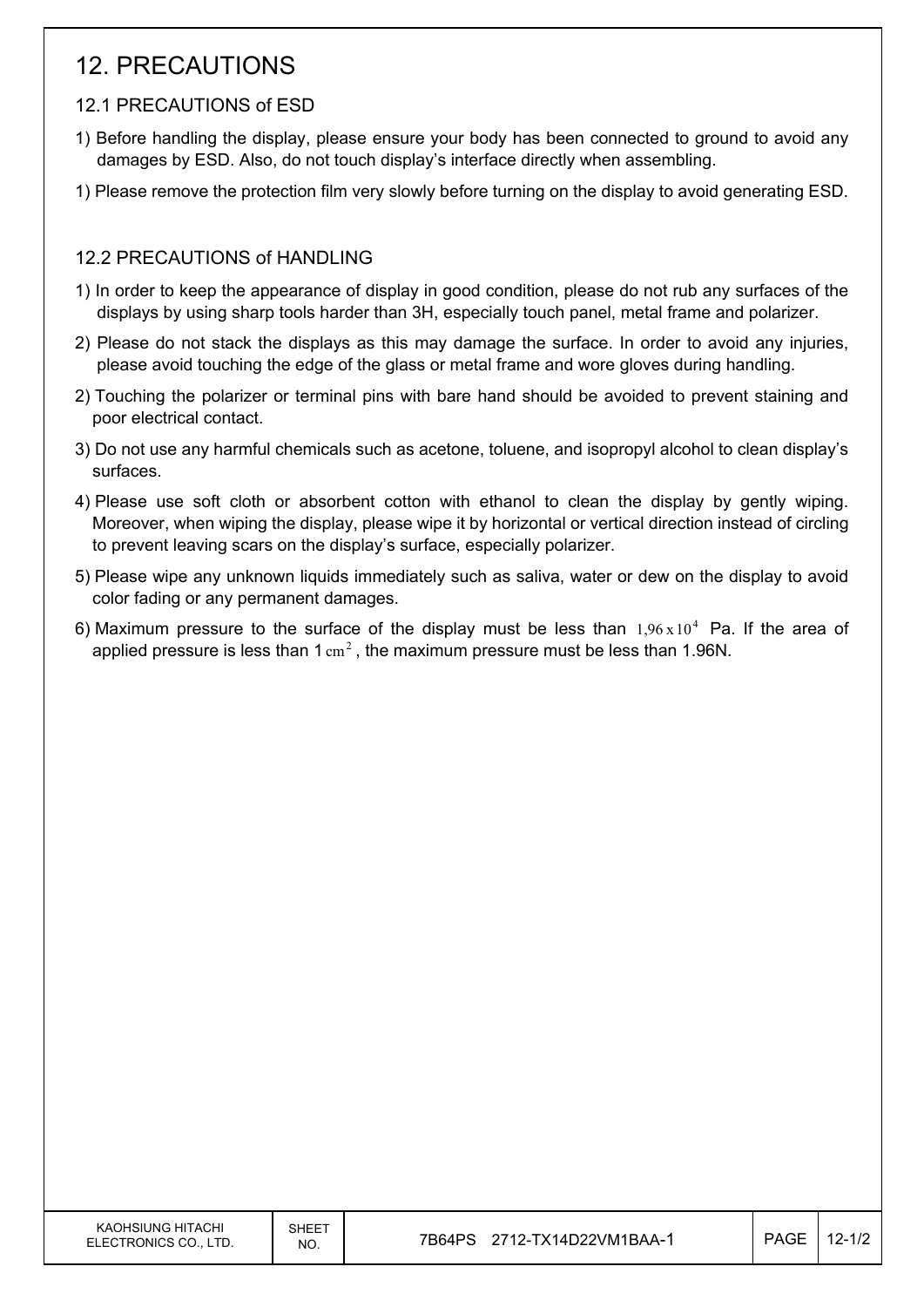# 12. PRECAUTIONS

## 12.1 PRECAUTIONS of ESD

1) Before handling the display, please ensure your body has been connected to ground to avoid any damages by ESD. Also, do not touch display's interface directly when assembling.

1) Please remove the protection film very slowly before turning on the display to avoid generating ESD.

## 12.2 PRECAUTIONS of HANDLING

1) In order to keep the appearance of display in good condition, please do not rub any surfaces of the displays by using sharp tools harder than 3H, especially touch panel, metal frame and polarizer.

2) Please do not stack the displays as this may damage the surface. In order to avoid any injuries, please avoid touching the edge of the glass or metal frame and wore gloves during handling.

2) Touching the polarizer or terminal pins with bare hand should be avoided to prevent staining and poor electrical contact.

3) Do not use any harmful chemicals such as acetone, toluene, and isopropyl alcohol to clean display's surfaces.

4) Please use soft cloth or absorbent cotton with ethanol to clean the display by gently wiping. Moreover, when wiping the display, please wipe it by horizontal or vertical direction instead of circling to prevent leaving scars on the display's surface, especially polarizer.

5) Please wipe any unknown liquids immediately such as saliva, water or dew on the display to avoid color fading or any permanent damages.

6) Maximum pressure to the surface of the display must be less than $1{,}96 \times 10^{4}$ Pa. If the area of applied pressure is less than 1 $\text{cm}^2$, the maximum pressure must be less than 1.96N.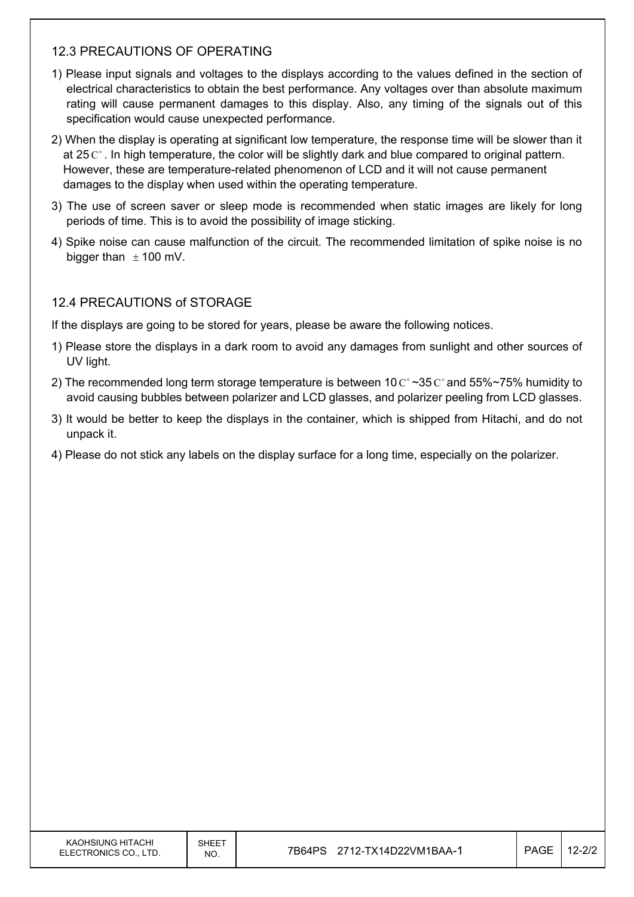## 12.3 PRECAUTIONS OF OPERATING

1) Please input signals and voltages to the displays according to the values defined in the section of electrical characteristics to obtain the best performance. Any voltages over than absolute maximum rating will cause permanent damages to this display. Also, any timing of the signals out of this specification would cause unexpected performance.
2) When the display is operating at significant low temperature, the response time will be slower than it at 25C°. In high temperature, the color will be slightly dark and blue compared to original pattern. However, these are temperature-related phenomenon of LCD and it will not cause permanent damages to the display when used within the operating temperature.
3) The use of screen saver or sleep mode is recommended when static images are likely for long periods of time. This is to avoid the possibility of image sticking.
4) Spike noise can cause malfunction of the circuit. The recommended limitation of spike noise is no bigger than ±100 mV.

## 12.4 PRECAUTIONS of STORAGE

If the displays are going to be stored for years, please be aware the following notices.

1) Please store the displays in a dark room to avoid any damages from sunlight and other sources of UV light.
2) The recommended long term storage temperature is between 10C°~35C° and 55%~75% humidity to avoid causing bubbles between polarizer and LCD glasses, and polarizer peeling from LCD glasses.
3) It would be better to keep the displays in the container, which is shipped from Hitachi, and do not unpack it.
4) Please do not stick any labels on the display surface for a long time, especially on the polarizer.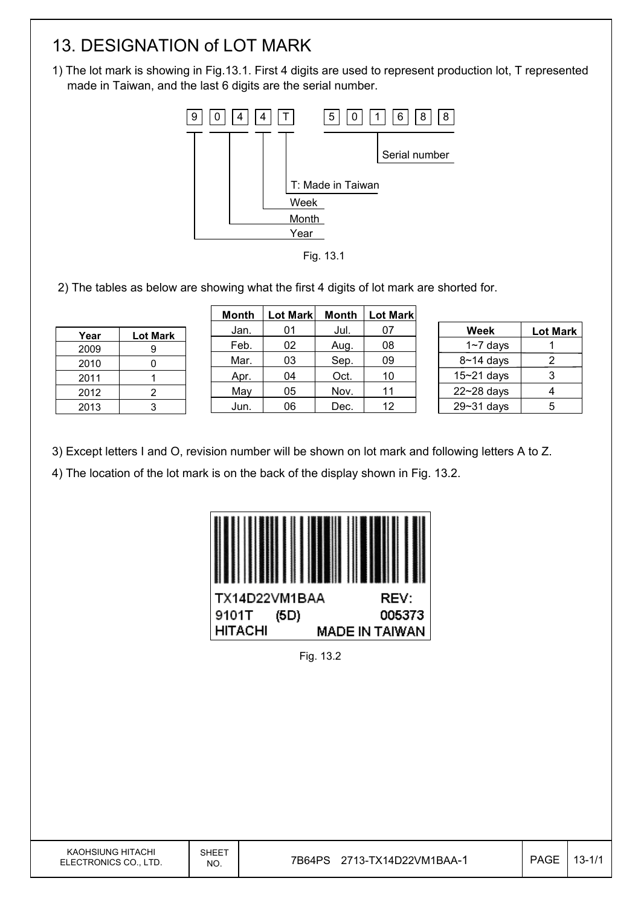# 13. DESIGNATION of LOT MARK

1) The lot mark is showing in Fig.13.1. First 4 digits are used to represent production lot, T represented made in Taiwan, and the last 6 digits are the serial number.

9 0 4 4 T 5 0 1 6 8 8

Serial number

T: Made in Taiwan

Week

Month

Year

Fig. 13.1

2) The tables as below are showing what the first 4 digits of lot mark are shorted for.

| Year | Lot Mark |
|---|---|
| 2009 | 9 |
| 2010 | 0 |
| 2011 | 1 |
| 2012 | 2 |
| 2013 | 3 |

| Month | Lot Mark | Month | Lot Mark |
|---|---|---|---|
| Jan. | 01 | Jul. | 07 |
| Feb. | 02 | Aug. | 08 |
| Mar. | 03 | Sep. | 09 |
| Apr. | 04 | Oct. | 10 |
| May | 05 | Nov. | 11 |
| Jun. | 06 | Dec. | 12 |

| Week | Lot Mark |
|---|---|
| 1~7 days | 1 |
| 8~14 days | 2 |
| 15~21 days | 3 |
| 22~28 days | 4 |
| 29~31 days | 5 |

3) Except letters I and O, revision number will be shown on lot mark and following letters A to Z.

4) The location of the lot mark is on the back of the display shown in Fig. 13.2.

TX14D22VM1BAA REV:
9101T (5D) 005373
HITACHI MADE IN TAIWAN

Fig. 13.2